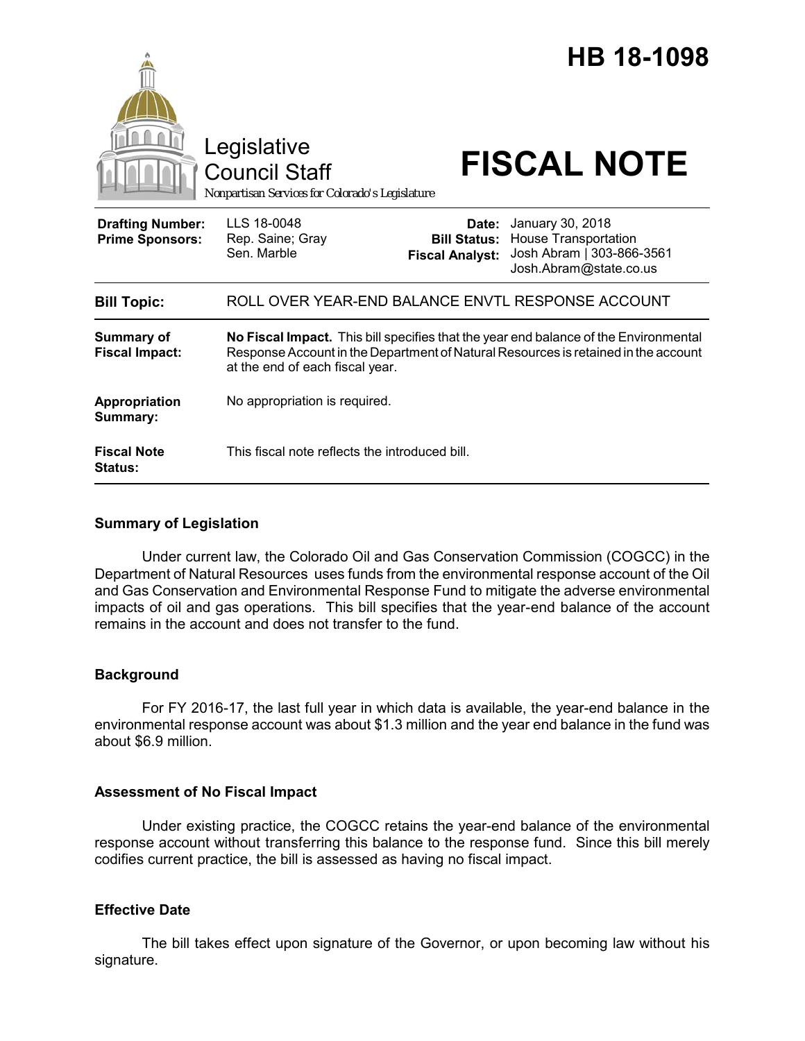# HB 18-1098

Legislative Council Staff
*Nonpartisan Services for Colorado's Legislature*

# FISCAL NOTE

| | | | |
|---|---|---|---|
| **Drafting Number:** | LLS 18-0048 | **Date:** | January 30, 2018 |
| **Prime Sponsors:** | Rep. Saine; Gray<br>Sen. Marble | **Bill Status:** | House Transportation |
| | | **Fiscal Analyst:** | Josh Abram \| 303-866-3561<br>Josh.Abram@state.co.us |

| | |
|---|---|
| **Bill Topic:** | ROLL OVER YEAR-END BALANCE ENVTL RESPONSE ACCOUNT |
| **Summary of Fiscal Impact:** | **No Fiscal Impact.** This bill specifies that the year end balance of the Environmental Response Account in the Department of Natural Resources is retained in the account at the end of each fiscal year. |
| **Appropriation Summary:** | No appropriation is required. |
| **Fiscal Note Status:** | This fiscal note reflects the introduced bill. |

## Summary of Legislation

Under current law, the Colorado Oil and Gas Conservation Commission (COGCC) in the Department of Natural Resources uses funds from the environmental response account of the Oil and Gas Conservation and Environmental Response Fund to mitigate the adverse environmental impacts of oil and gas operations. This bill specifies that the year-end balance of the account remains in the account and does not transfer to the fund.

## Background

For FY 2016-17, the last full year in which data is available, the year-end balance in the environmental response account was about $1.3 million and the year end balance in the fund was about $6.9 million.

## Assessment of No Fiscal Impact

Under existing practice, the COGCC retains the year-end balance of the environmental response account without transferring this balance to the response fund. Since this bill merely codifies current practice, the bill is assessed as having no fiscal impact.

## Effective Date

The bill takes effect upon signature of the Governor, or upon becoming law without his signature.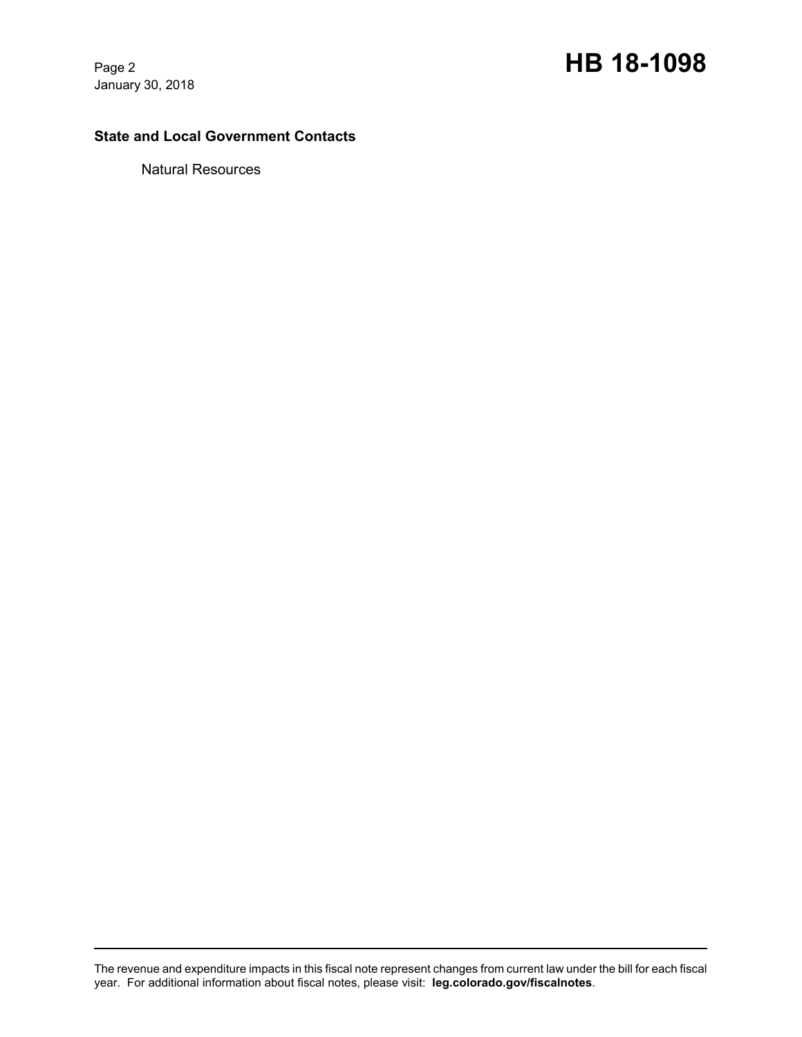### State and Local Government Contacts

Natural Resources

---

The revenue and expenditure impacts in this fiscal note represent changes from current law under the bill for each fiscal year. For additional information about fiscal notes, please visit: **leg.colorado.gov/fiscalnotes**.